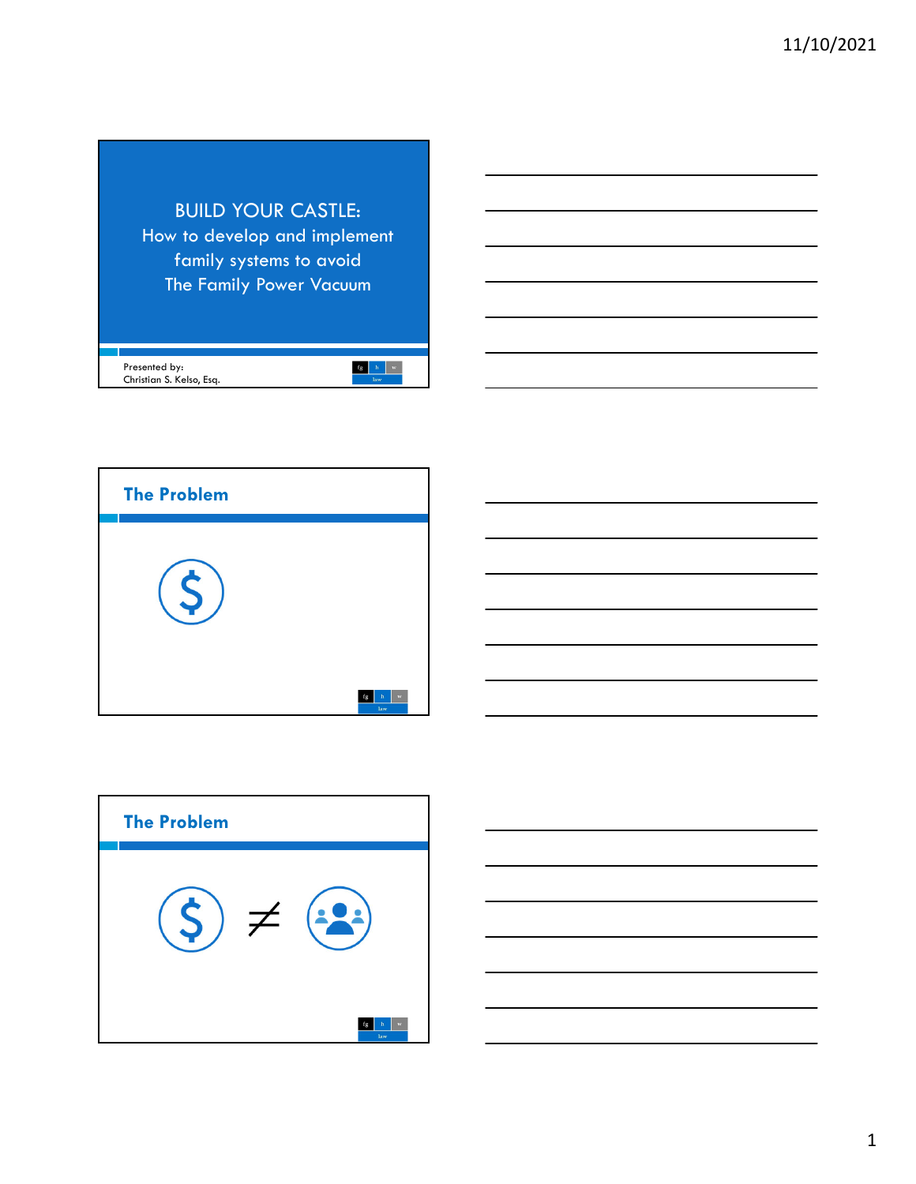# BUILD YOUR CASTLE:

How to develop and implement family systems to avoid The Family Power Vacuum

Presented by:
Christian S. Kelso, Esq.

## The Problem

## The Problem

$ ≠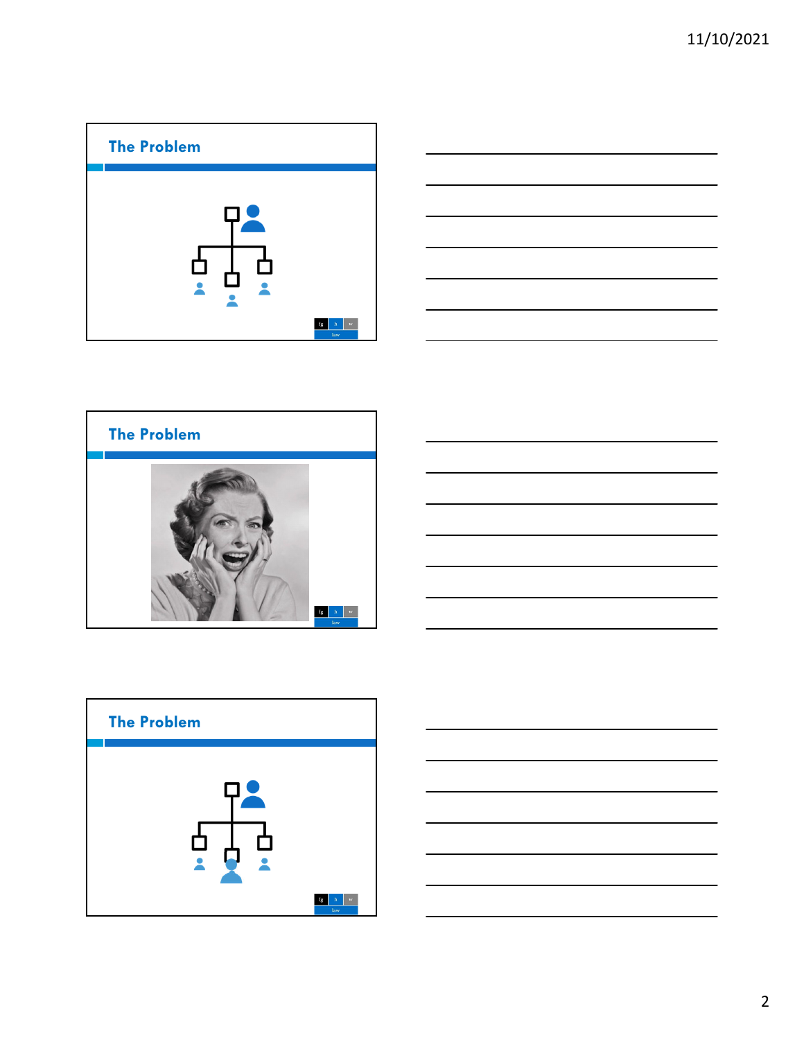## The Problem

## The Problem

## The Problem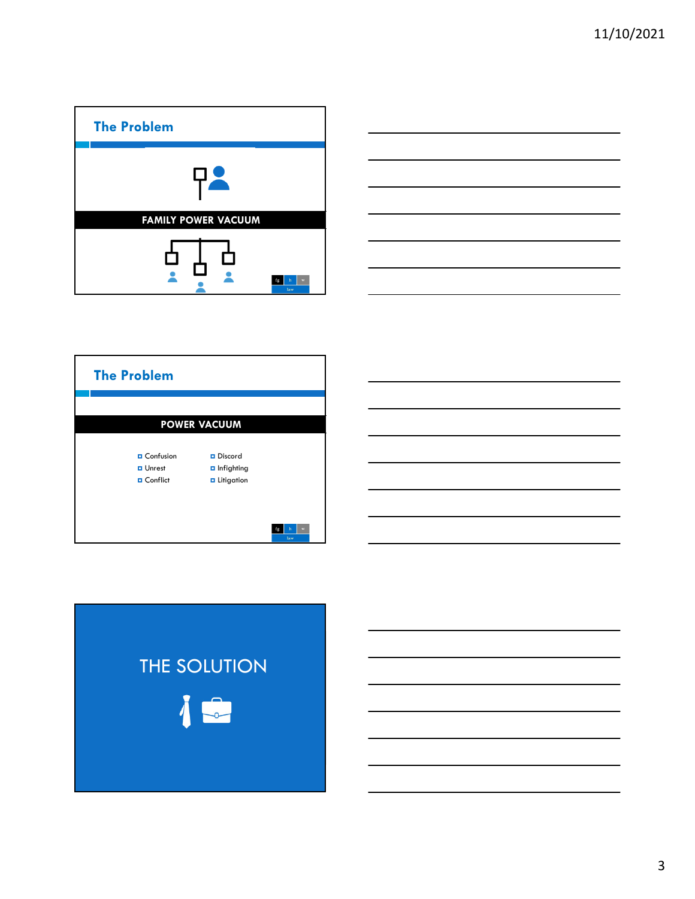## The Problem

**FAMILY POWER VACUUM**

## The Problem

**POWER VACUUM**

- Confusion
- Unrest
- Conflict
- Discord
- Infighting
- Litigation

# THE SOLUTION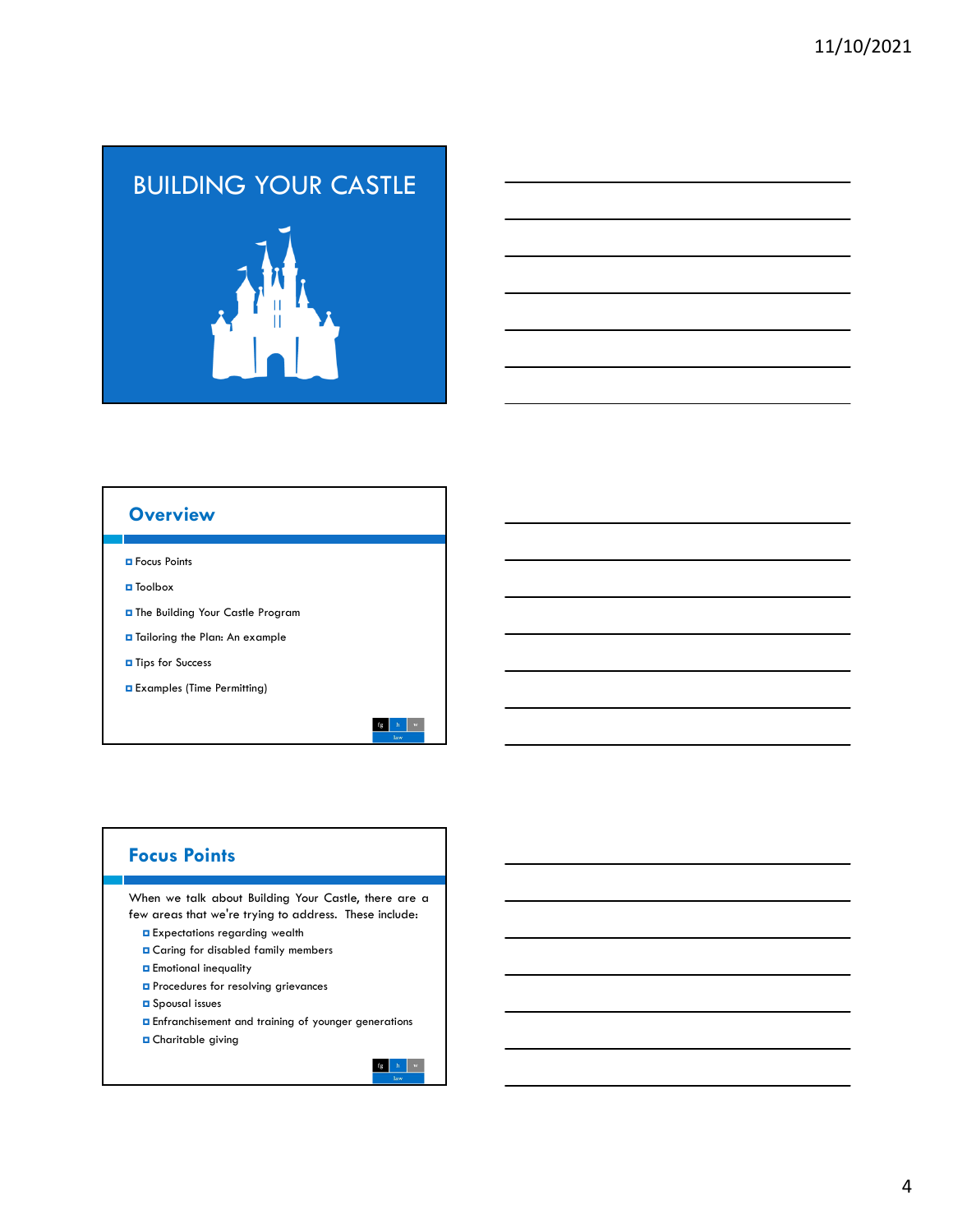# BUILDING YOUR CASTLE

## Overview

- Focus Points
- Toolbox
- The Building Your Castle Program
- Tailoring the Plan: An example
- Tips for Success
- Examples (Time Permitting)

## Focus Points

When we talk about Building Your Castle, there are a few areas that we're trying to address. These include:

- Expectations regarding wealth
- Caring for disabled family members
- Emotional inequality
- Procedures for resolving grievances
- Spousal issues
- Enfranchisement and training of younger generations
- Charitable giving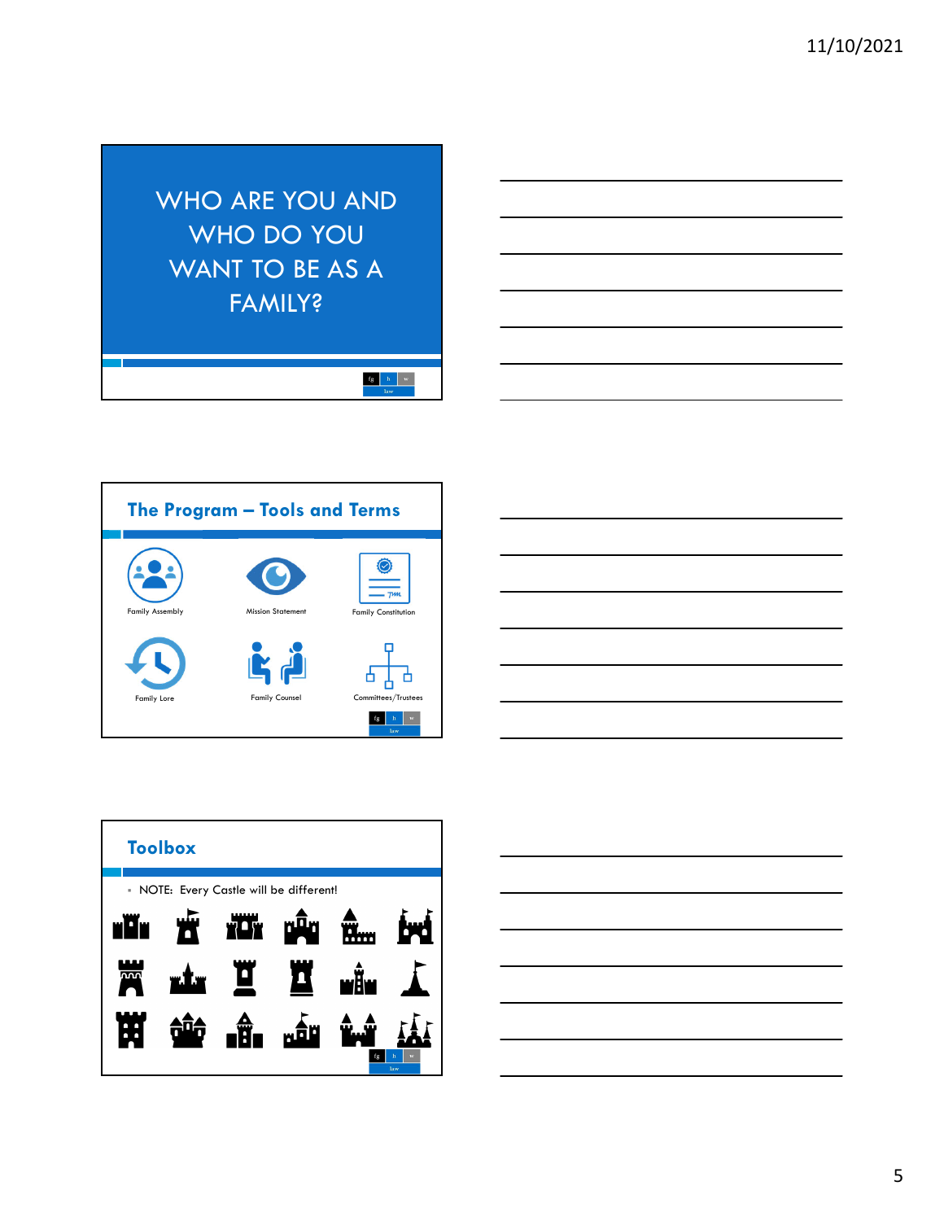# WHO ARE YOU AND WHO DO YOU WANT TO BE AS A FAMILY?

## The Program – Tools and Terms

- Family Assembly
- Mission Statement
- Family Constitution
- Family Lore
- Family Counsel
- Committees/Trustees

## Toolbox

- NOTE: Every Castle will be different!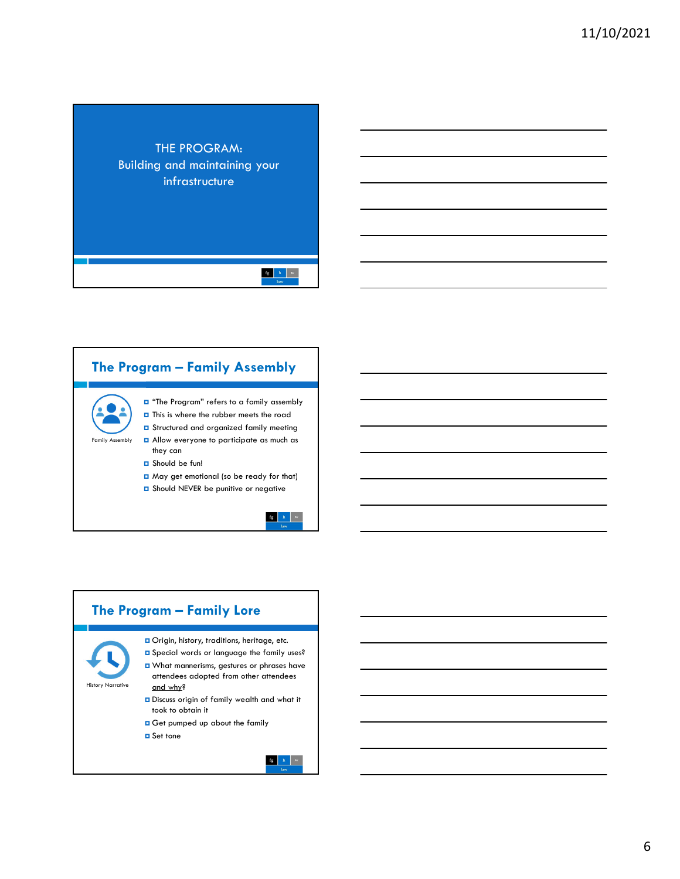# THE PROGRAM: Building and maintaining your infrastructure

## The Program – Family Assembly

Family Assembly

- "The Program" refers to a family assembly
- This is where the rubber meets the road
- Structured and organized family meeting
- Allow everyone to participate as much as they can
- Should be fun!
- May get emotional (so be ready for that)
- Should NEVER be punitive or negative

## The Program – Family Lore

History Narrative

- Origin, history, traditions, heritage, etc.
- Special words or language the family uses?
- What mannerisms, gestures or phrases have attendees adopted from other attendees and why?
- Discuss origin of family wealth and what it took to obtain it
- Get pumped up about the family
- Set tone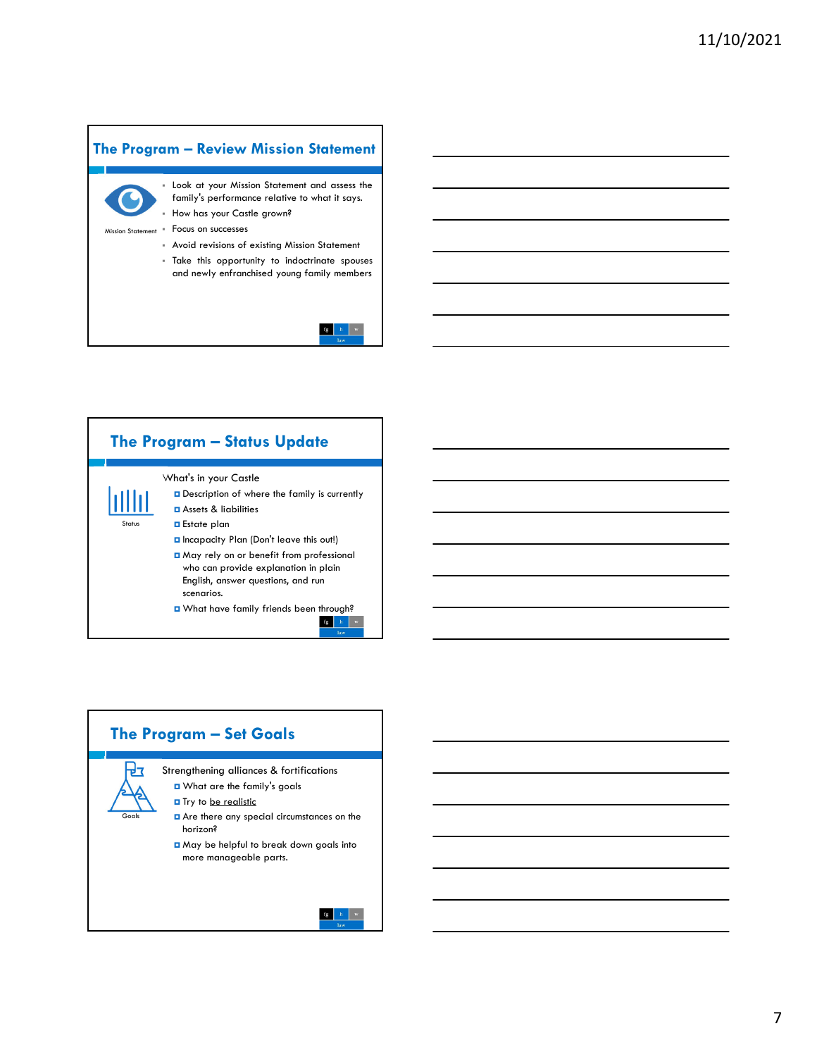## The Program – Review Mission Statement

Mission Statement

- Look at your Mission Statement and assess the family's performance relative to what it says.
- How has your Castle grown?
- Focus on successes
- Avoid revisions of existing Mission Statement
- Take this opportunity to indoctrinate spouses and newly enfranchised young family members

## The Program – Status Update

Status

What's in your Castle

- Description of where the family is currently
- Assets & liabilities
- Estate plan
- Incapacity Plan (Don't leave this out!)
- May rely on or benefit from professional who can provide explanation in plain English, answer questions, and run scenarios.
- What have family friends been through?

## The Program – Set Goals

Goals

Strengthening alliances & fortifications

- What are the family's goals
- Try to be realistic
- Are there any special circumstances on the horizon?
- May be helpful to break down goals into more manageable parts.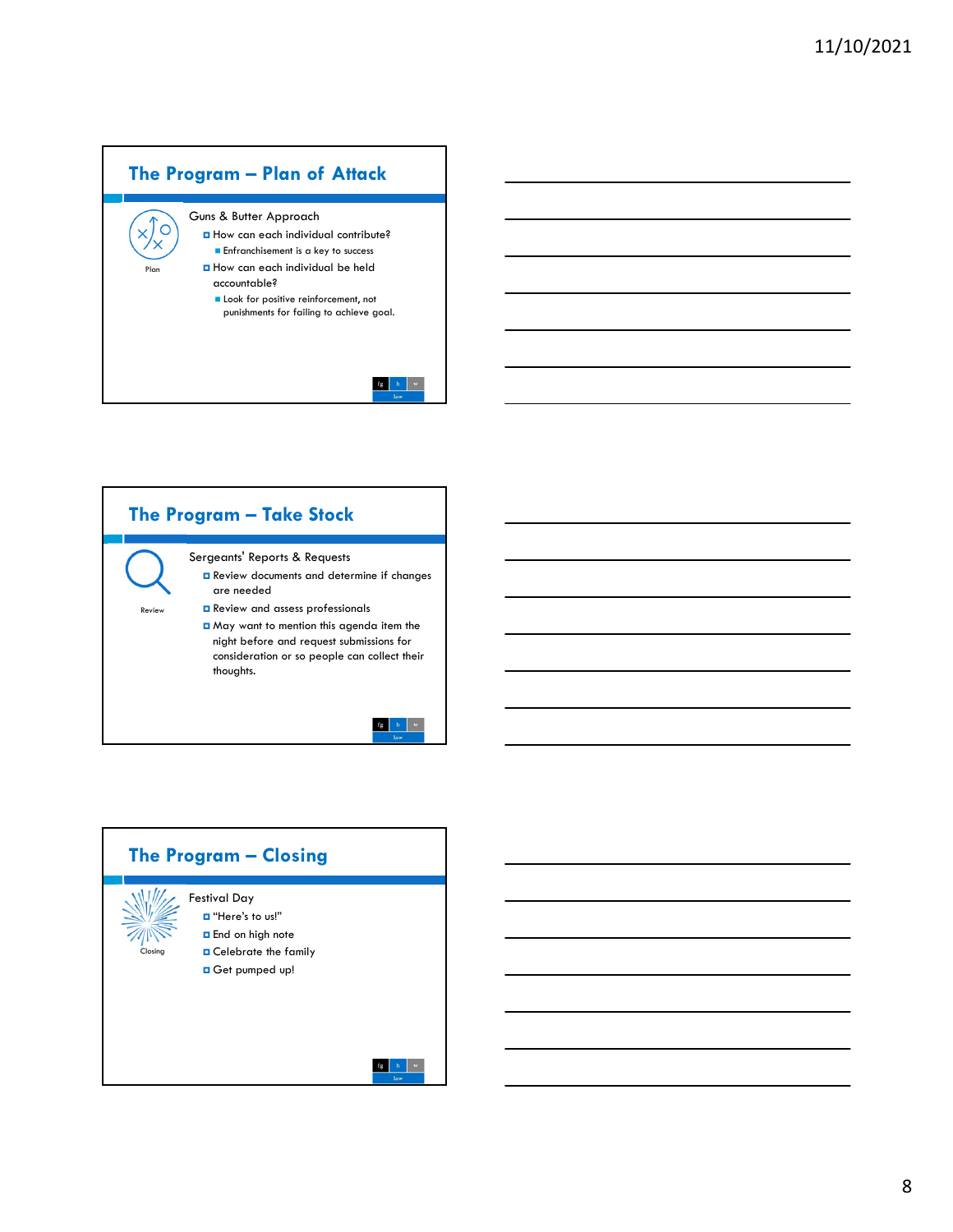## The Program – Plan of Attack

Plan

Guns & Butter Approach

- How can each individual contribute?
  - Enfranchisement is a key to success
- How can each individual be held accountable?
  - Look for positive reinforcement, not punishments for failing to achieve goal.

## The Program – Take Stock

Review

Sergeants' Reports & Requests

- Review documents and determine if changes are needed
- Review and assess professionals
- May want to mention this agenda item the night before and request submissions for consideration or so people can collect their thoughts.

## The Program – Closing

Closing

Festival Day

- "Here's to us!"
- End on high note
- Celebrate the family
- Get pumped up!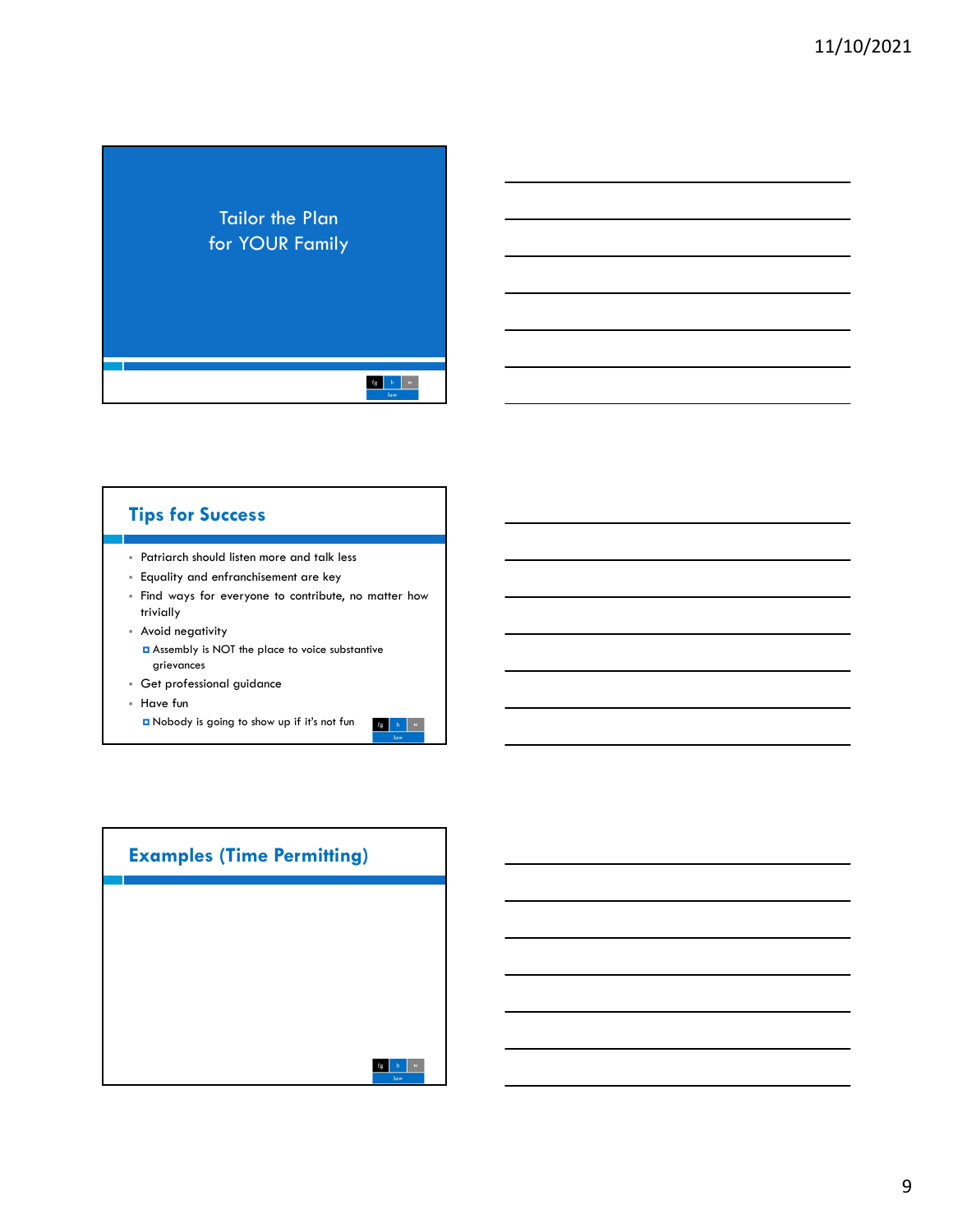# Tailor the Plan for YOUR Family

## Tips for Success

- Patriarch should listen more and talk less
- Equality and enfranchisement are key
- Find ways for everyone to contribute, no matter how trivially
- Avoid negativity
  - Assembly is NOT the place to voice substantive grievances
- Get professional guidance
- Have fun
  - Nobody is going to show up if it's not fun

## Examples (Time Permitting)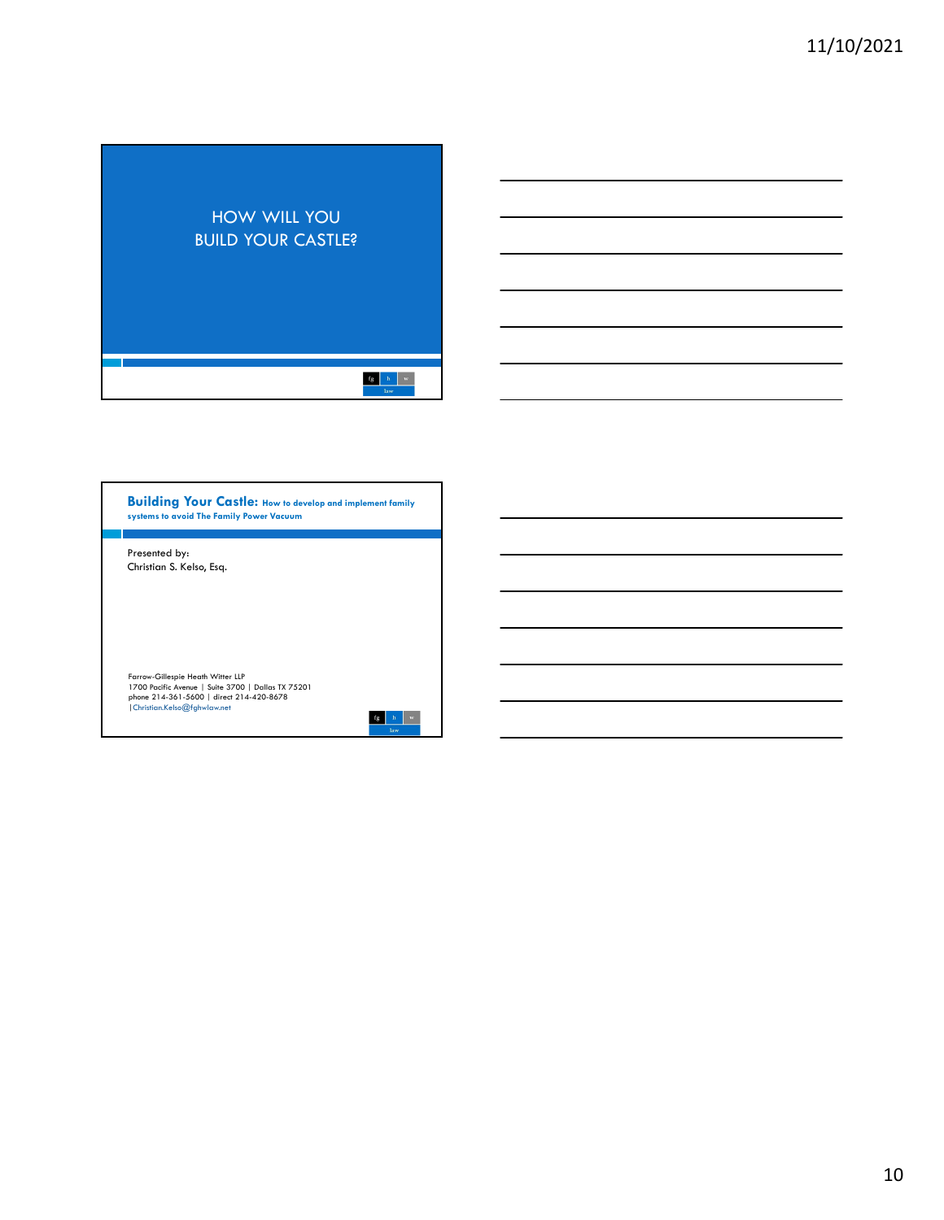HOW WILL YOU
BUILD YOUR CASTLE?

fg h w
law

**Building Your Castle:** How to develop and implement family systems to avoid The Family Power Vacuum

Presented by:
Christian S. Kelso, Esq.

Farrow-Gillespie Heath Witter LLP
1700 Pacific Avenue | Suite 3700 | Dallas TX 75201
phone 214-361-5600 | direct 214-420-8678
|Christian.Kelso@fghwlaw.net

fg h w
law